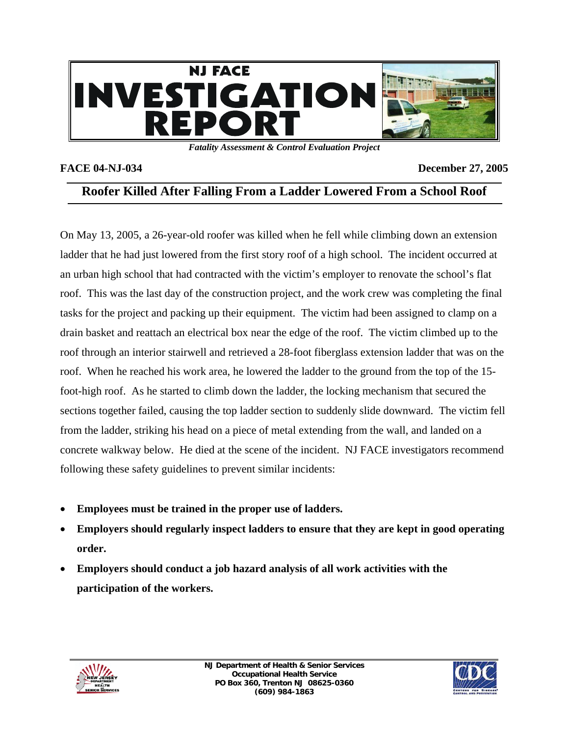# NJ FACE INVESTIGATION REPORT

*Fatality Assessment & Control Evaluation Project*

**FACE 04-NJ-034** **December 27, 2005**

## Roofer Killed After Falling From a Ladder Lowered From a School Roof

On May 13, 2005, a 26-year-old roofer was killed when he fell while climbing down an extension ladder that he had just lowered from the first story roof of a high school. The incident occurred at an urban high school that had contracted with the victim's employer to renovate the school's flat roof. This was the last day of the construction project, and the work crew was completing the final tasks for the project and packing up their equipment. The victim had been assigned to clamp on a drain basket and reattach an electrical box near the edge of the roof. The victim climbed up to the roof through an interior stairwell and retrieved a 28-foot fiberglass extension ladder that was on the roof. When he reached his work area, he lowered the ladder to the ground from the top of the 15-foot-high roof. As he started to climb down the ladder, the locking mechanism that secured the sections together failed, causing the top ladder section to suddenly slide downward. The victim fell from the ladder, striking his head on a piece of metal extending from the wall, and landed on a concrete walkway below. He died at the scene of the incident. NJ FACE investigators recommend following these safety guidelines to prevent similar incidents:

- **Employees must be trained in the proper use of ladders.**
- **Employers should regularly inspect ladders to ensure that they are kept in good operating order.**
- **Employers should conduct a job hazard analysis of all work activities with the participation of the workers.**

NJ Department of Health & Senior Services
Occupational Health Service
PO Box 360, Trenton NJ 08625-0360
(609) 984-1863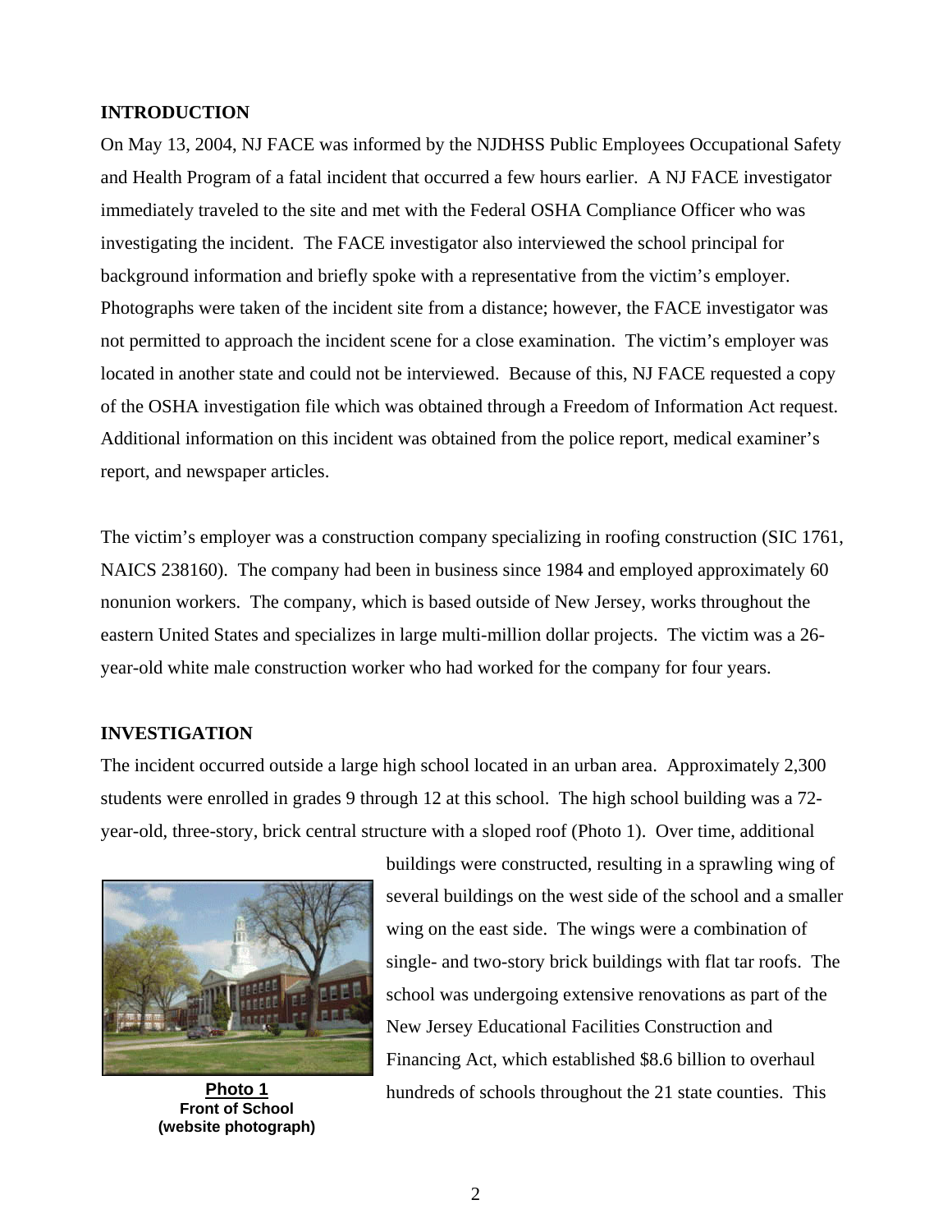## INTRODUCTION

On May 13, 2004, NJ FACE was informed by the NJDHSS Public Employees Occupational Safety and Health Program of a fatal incident that occurred a few hours earlier. A NJ FACE investigator immediately traveled to the site and met with the Federal OSHA Compliance Officer who was investigating the incident. The FACE investigator also interviewed the school principal for background information and briefly spoke with a representative from the victim's employer. Photographs were taken of the incident site from a distance; however, the FACE investigator was not permitted to approach the incident scene for a close examination. The victim's employer was located in another state and could not be interviewed. Because of this, NJ FACE requested a copy of the OSHA investigation file which was obtained through a Freedom of Information Act request. Additional information on this incident was obtained from the police report, medical examiner's report, and newspaper articles.

The victim's employer was a construction company specializing in roofing construction (SIC 1761, NAICS 238160). The company had been in business since 1984 and employed approximately 60 nonunion workers. The company, which is based outside of New Jersey, works throughout the eastern United States and specializes in large multi-million dollar projects. The victim was a 26-year-old white male construction worker who had worked for the company for four years.

## INVESTIGATION

The incident occurred outside a large high school located in an urban area. Approximately 2,300 students were enrolled in grades 9 through 12 at this school. The high school building was a 72-year-old, three-story, brick central structure with a sloped roof (Photo 1). Over time, additional buildings were constructed, resulting in a sprawling wing of several buildings on the west side of the school and a smaller wing on the east side. The wings were a combination of single- and two-story brick buildings with flat tar roofs. The school was undergoing extensive renovations as part of the New Jersey Educational Facilities Construction and Financing Act, which established $8.6 billion to overhaul hundreds of schools throughout the 21 state counties. This

**Photo 1**
**Front of School**
**(website photograph)**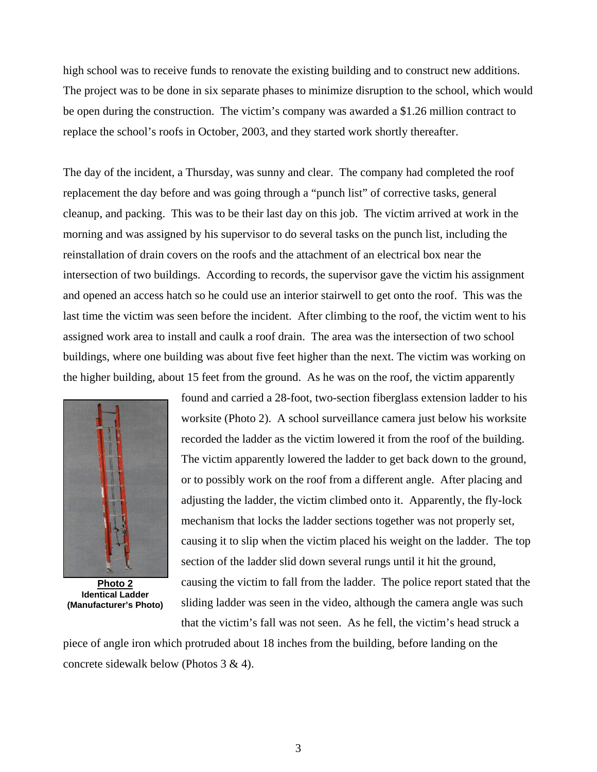high school was to receive funds to renovate the existing building and to construct new additions. The project was to be done in six separate phases to minimize disruption to the school, which would be open during the construction. The victim's company was awarded a $1.26 million contract to replace the school's roofs in October, 2003, and they started work shortly thereafter.

The day of the incident, a Thursday, was sunny and clear. The company had completed the roof replacement the day before and was going through a "punch list" of corrective tasks, general cleanup, and packing. This was to be their last day on this job. The victim arrived at work in the morning and was assigned by his supervisor to do several tasks on the punch list, including the reinstallation of drain covers on the roofs and the attachment of an electrical box near the intersection of two buildings. According to records, the supervisor gave the victim his assignment and opened an access hatch so he could use an interior stairwell to get onto the roof. This was the last time the victim was seen before the incident. After climbing to the roof, the victim went to his assigned work area to install and caulk a roof drain. The area was the intersection of two school buildings, where one building was about five feet higher than the next. The victim was working on the higher building, about 15 feet from the ground. As he was on the roof, the victim apparently found and carried a 28-foot, two-section fiberglass extension ladder to his worksite (Photo 2). A school surveillance camera just below his worksite recorded the ladder as the victim lowered it from the roof of the building. The victim apparently lowered the ladder to get back down to the ground, or to possibly work on the roof from a different angle. After placing and adjusting the ladder, the victim climbed onto it. Apparently, the fly-lock mechanism that locks the ladder sections together was not properly set, causing it to slip when the victim placed his weight on the ladder. The top section of the ladder slid down several rungs until it hit the ground, causing the victim to fall from the ladder. The police report stated that the sliding ladder was seen in the video, although the camera angle was such that the victim's fall was not seen. As he fell, the victim's head struck a piece of angle iron which protruded about 18 inches from the building, before landing on the concrete sidewalk below (Photos 3 & 4).

**Photo 2**
**Identical Ladder**
**(Manufacturer's Photo)**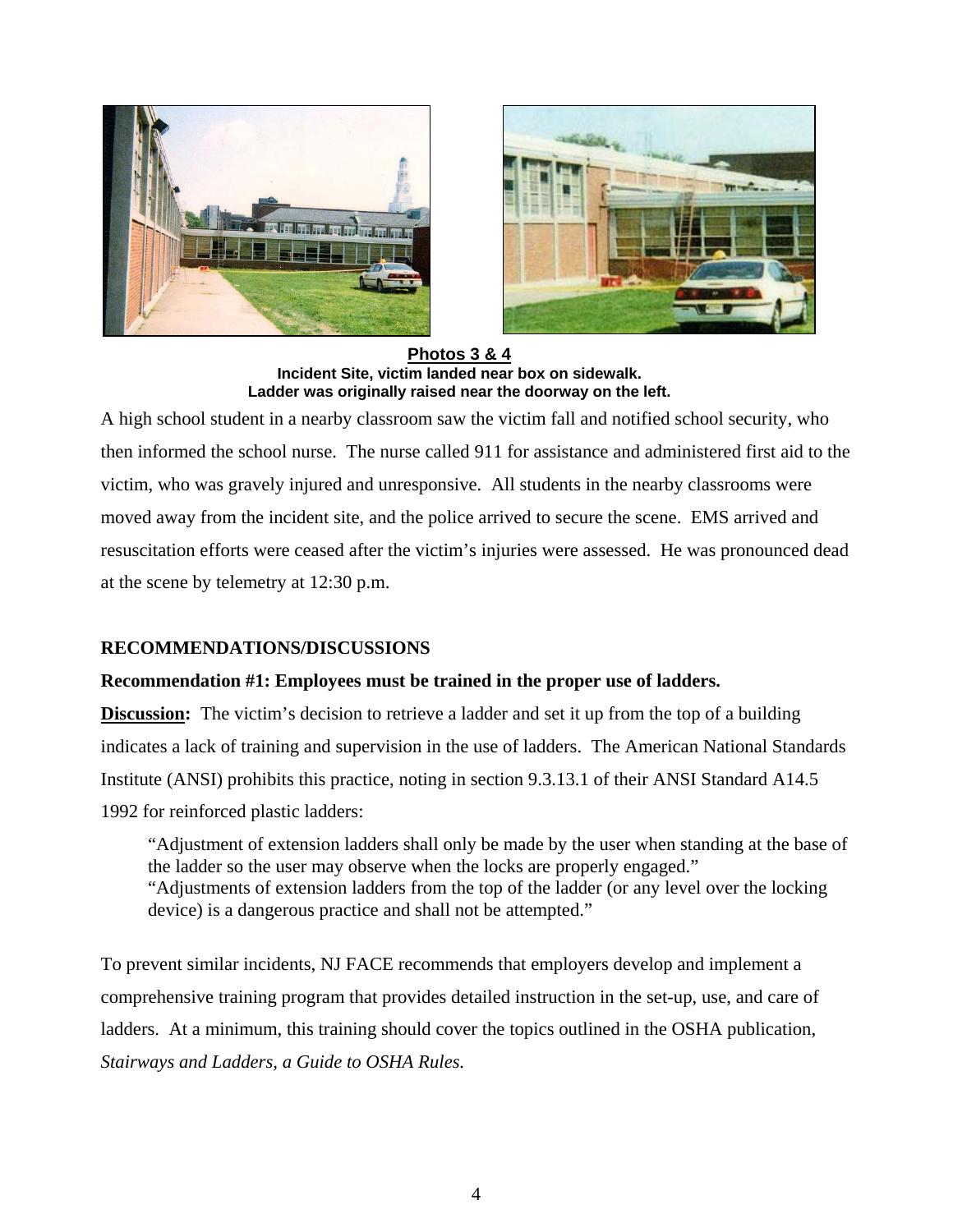**Photos 3 & 4**
**Incident Site, victim landed near box on sidewalk.**
**Ladder was originally raised near the doorway on the left.**

A high school student in a nearby classroom saw the victim fall and notified school security, who then informed the school nurse. The nurse called 911 for assistance and administered first aid to the victim, who was gravely injured and unresponsive. All students in the nearby classrooms were moved away from the incident site, and the police arrived to secure the scene. EMS arrived and resuscitation efforts were ceased after the victim's injuries were assessed. He was pronounced dead at the scene by telemetry at 12:30 p.m.

## RECOMMENDATIONS/DISCUSSIONS

**Recommendation #1: Employees must be trained in the proper use of ladders.**

**Discussion:** The victim's decision to retrieve a ladder and set it up from the top of a building indicates a lack of training and supervision in the use of ladders. The American National Standards Institute (ANSI) prohibits this practice, noting in section 9.3.13.1 of their ANSI Standard A14.5 1992 for reinforced plastic ladders:

> "Adjustment of extension ladders shall only be made by the user when standing at the base of the ladder so the user may observe when the locks are properly engaged."
> "Adjustments of extension ladders from the top of the ladder (or any level over the locking device) is a dangerous practice and shall not be attempted."

To prevent similar incidents, NJ FACE recommends that employers develop and implement a comprehensive training program that provides detailed instruction in the set-up, use, and care of ladders. At a minimum, this training should cover the topics outlined in the OSHA publication, *Stairways and Ladders, a Guide to OSHA Rules.*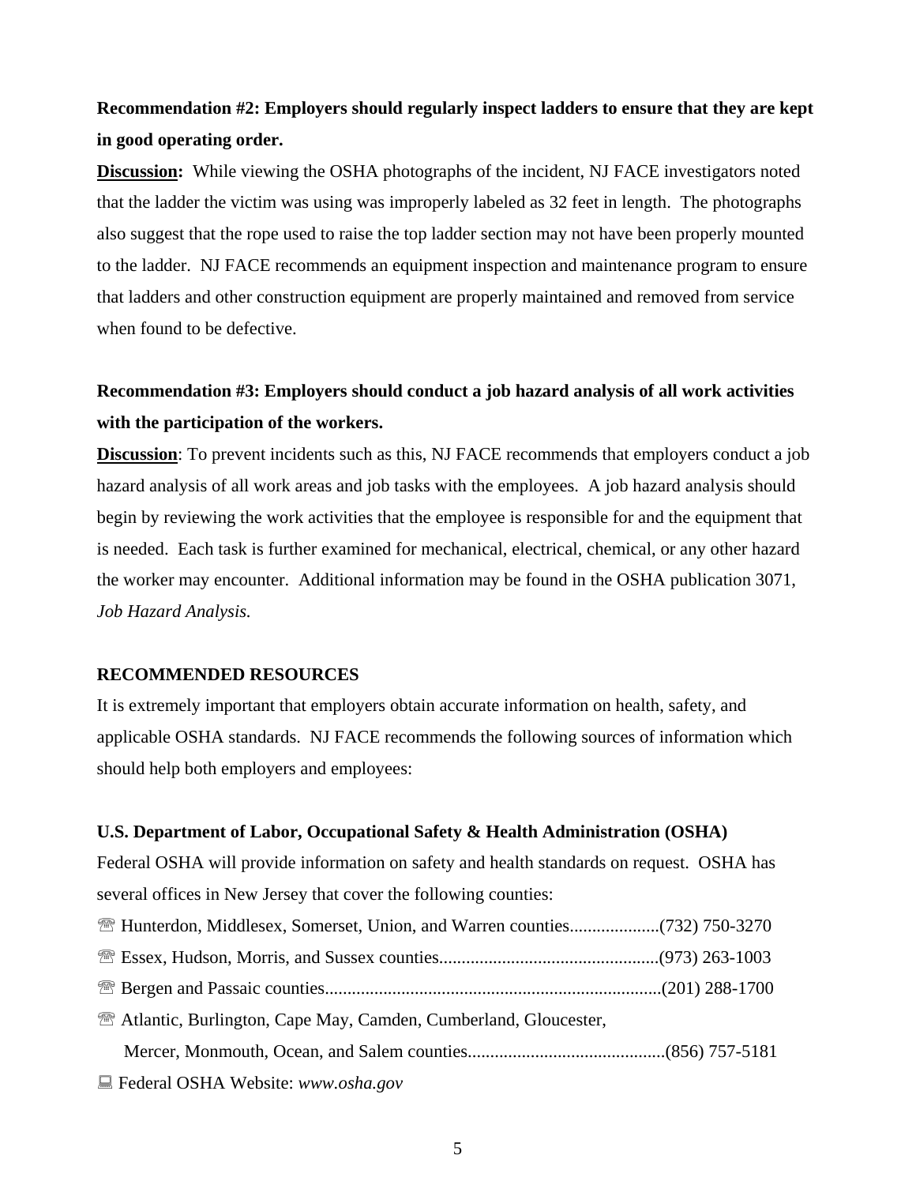**Recommendation #2: Employers should regularly inspect ladders to ensure that they are kept in good operating order.**

**Discussion:** While viewing the OSHA photographs of the incident, NJ FACE investigators noted that the ladder the victim was using was improperly labeled as 32 feet in length. The photographs also suggest that the rope used to raise the top ladder section may not have been properly mounted to the ladder. NJ FACE recommends an equipment inspection and maintenance program to ensure that ladders and other construction equipment are properly maintained and removed from service when found to be defective.

**Recommendation #3: Employers should conduct a job hazard analysis of all work activities with the participation of the workers.**

**Discussion**: To prevent incidents such as this, NJ FACE recommends that employers conduct a job hazard analysis of all work areas and job tasks with the employees. A job hazard analysis should begin by reviewing the work activities that the employee is responsible for and the equipment that is needed. Each task is further examined for mechanical, electrical, chemical, or any other hazard the worker may encounter. Additional information may be found in the OSHA publication 3071, *Job Hazard Analysis.*

**RECOMMENDED RESOURCES**

It is extremely important that employers obtain accurate information on health, safety, and applicable OSHA standards. NJ FACE recommends the following sources of information which should help both employers and employees:

**U.S. Department of Labor, Occupational Safety & Health Administration (OSHA)**

Federal OSHA will provide information on safety and health standards on request. OSHA has several offices in New Jersey that cover the following counties:

☏ Hunterdon, Middlesex, Somerset, Union, and Warren counties....................(732) 750-3270

☏ Essex, Hudson, Morris, and Sussex counties.................................................(973) 263-1003

☏ Bergen and Passaic counties...........................................................................(201) 288-1700

☏ Atlantic, Burlington, Cape May, Camden, Cumberland, Gloucester,
Mercer, Monmouth, Ocean, and Salem counties............................................(856) 757-5181

💻 Federal OSHA Website: *www.osha.gov*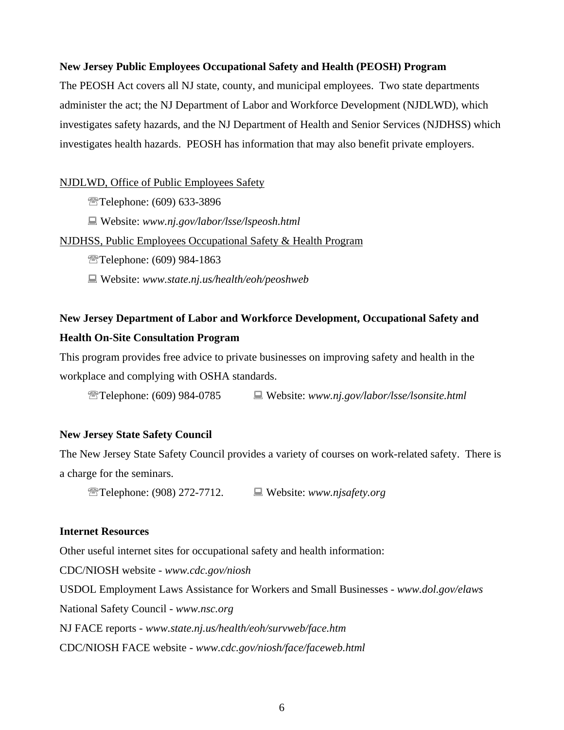**New Jersey Public Employees Occupational Safety and Health (PEOSH) Program**

The PEOSH Act covers all NJ state, county, and municipal employees. Two state departments administer the act; the NJ Department of Labor and Workforce Development (NJDLWD), which investigates safety hazards, and the NJ Department of Health and Senior Services (NJDHSS) which investigates health hazards. PEOSH has information that may also benefit private employers.

<u>NJDLWD, Office of Public Employees Safety</u>

☏Telephone: (609) 633-3896

💻 Website: *www.nj.gov/labor/lsse/lspeosh.html*

<u>NJDHSS, Public Employees Occupational Safety & Health Program</u>

☏Telephone: (609) 984-1863

💻 Website: *www.state.nj.us/health/eoh/peoshweb*

**New Jersey Department of Labor and Workforce Development, Occupational Safety and Health On-Site Consultation Program**

This program provides free advice to private businesses on improving safety and health in the workplace and complying with OSHA standards.

☏Telephone: (609) 984-0785 💻 Website: *www.nj.gov/labor/lsse/lsonsite.html*

**New Jersey State Safety Council**

The New Jersey State Safety Council provides a variety of courses on work-related safety. There is a charge for the seminars.

☏Telephone: (908) 272-7712. 💻 Website: *www.njsafety.org*

**Internet Resources**

Other useful internet sites for occupational safety and health information:

CDC/NIOSH website - *www.cdc.gov/niosh*

USDOL Employment Laws Assistance for Workers and Small Businesses - *www.dol.gov/elaws*

National Safety Council - *www.nsc.org*

NJ FACE reports - *www.state.nj.us/health/eoh/survweb/face.htm*

CDC/NIOSH FACE website - *www.cdc.gov/niosh/face/faceweb.html*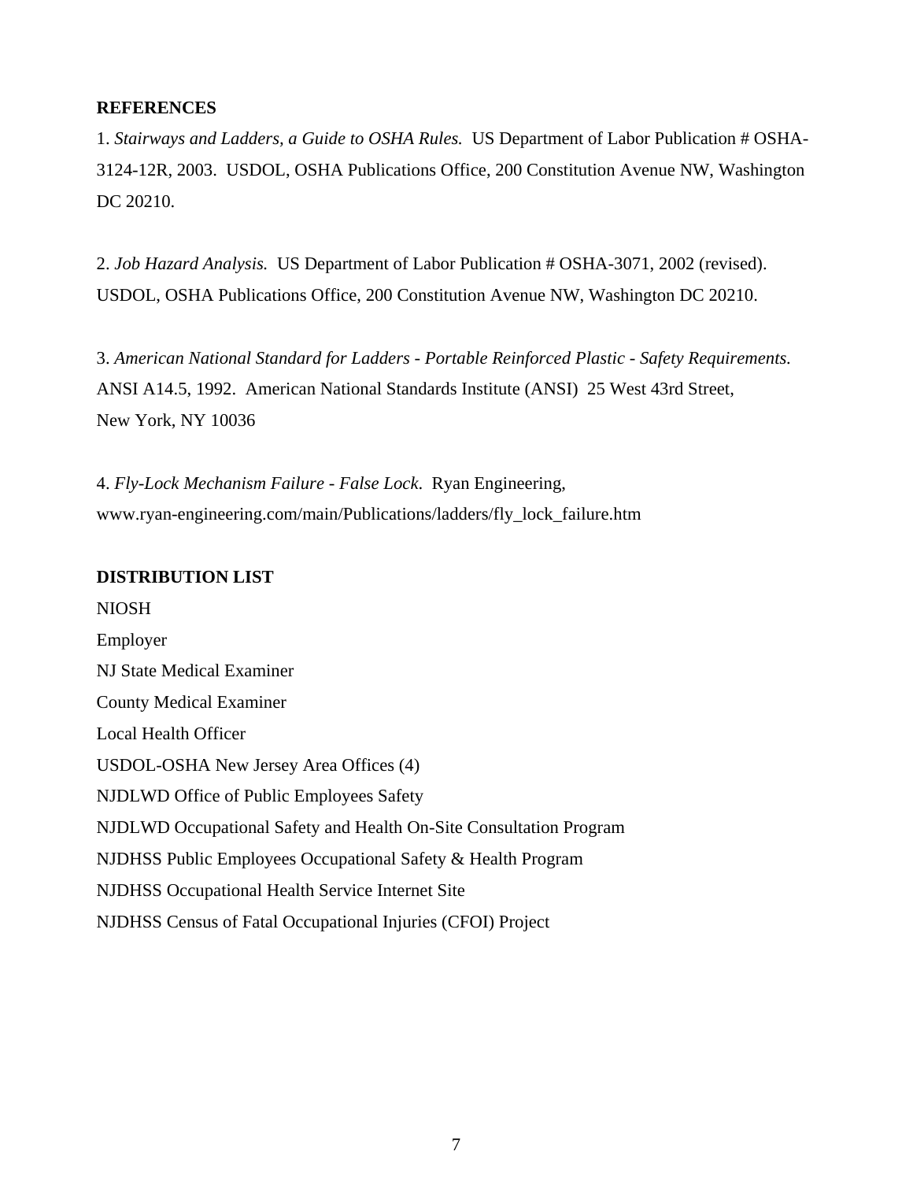## REFERENCES

1. *Stairways and Ladders, a Guide to OSHA Rules.* US Department of Labor Publication # OSHA-3124-12R, 2003. USDOL, OSHA Publications Office, 200 Constitution Avenue NW, Washington DC 20210.

2. *Job Hazard Analysis.* US Department of Labor Publication # OSHA-3071, 2002 (revised). USDOL, OSHA Publications Office, 200 Constitution Avenue NW, Washington DC 20210.

3. *American National Standard for Ladders - Portable Reinforced Plastic - Safety Requirements.* ANSI A14.5, 1992. American National Standards Institute (ANSI) 25 West 43rd Street, New York, NY 10036

4. *Fly-Lock Mechanism Failure - False Lock.* Ryan Engineering, www.ryan-engineering.com/main/Publications/ladders/fly_lock_failure.htm

## DISTRIBUTION LIST

NIOSH
Employer
NJ State Medical Examiner
County Medical Examiner
Local Health Officer
USDOL-OSHA New Jersey Area Offices (4)
NJDLWD Office of Public Employees Safety
NJDLWD Occupational Safety and Health On-Site Consultation Program
NJDHSS Public Employees Occupational Safety & Health Program
NJDHSS Occupational Health Service Internet Site
NJDHSS Census of Fatal Occupational Injuries (CFOI) Project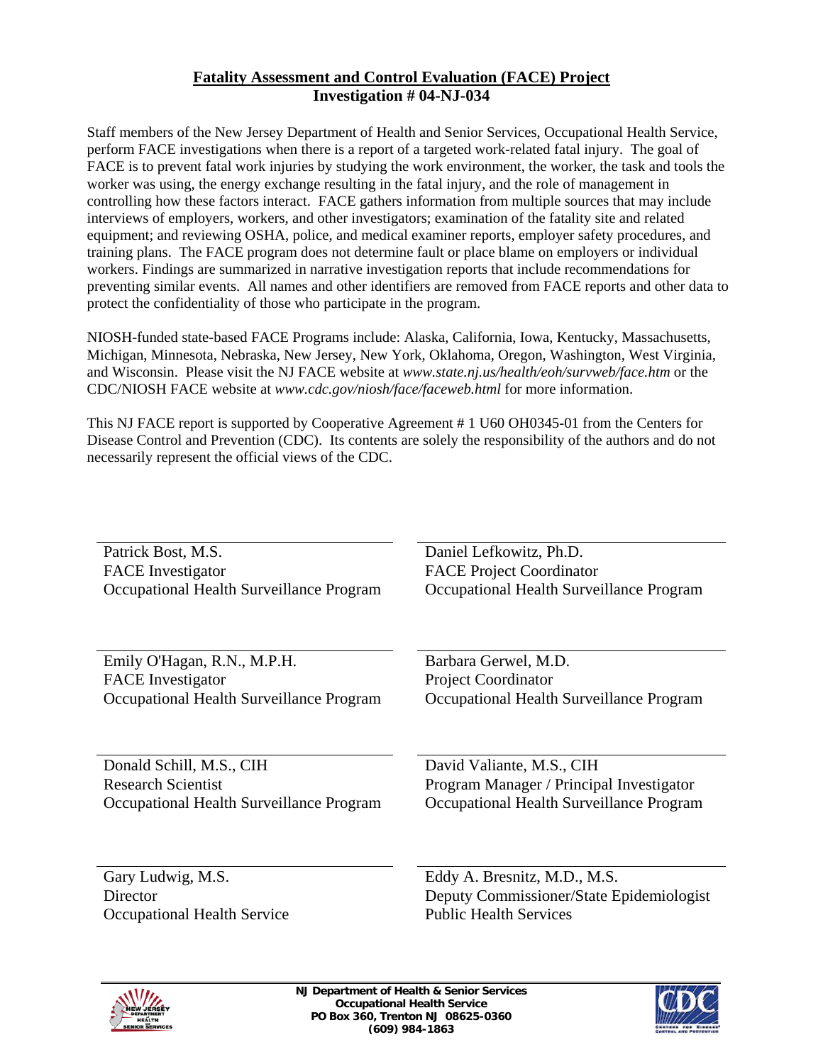**Fatality Assessment and Control Evaluation (FACE) Project**
**Investigation # 04-NJ-034**

Staff members of the New Jersey Department of Health and Senior Services, Occupational Health Service, perform FACE investigations when there is a report of a targeted work-related fatal injury. The goal of FACE is to prevent fatal work injuries by studying the work environment, the worker, the task and tools the worker was using, the energy exchange resulting in the fatal injury, and the role of management in controlling how these factors interact. FACE gathers information from multiple sources that may include interviews of employers, workers, and other investigators; examination of the fatality site and related equipment; and reviewing OSHA, police, and medical examiner reports, employer safety procedures, and training plans. The FACE program does not determine fault or place blame on employers or individual workers. Findings are summarized in narrative investigation reports that include recommendations for preventing similar events. All names and other identifiers are removed from FACE reports and other data to protect the confidentiality of those who participate in the program.

NIOSH-funded state-based FACE Programs include: Alaska, California, Iowa, Kentucky, Massachusetts, Michigan, Minnesota, Nebraska, New Jersey, New York, Oklahoma, Oregon, Washington, West Virginia, and Wisconsin. Please visit the NJ FACE website at *www.state.nj.us/health/eoh/survweb/face.htm* or the CDC/NIOSH FACE website at *www.cdc.gov/niosh/face/faceweb.html* for more information.

This NJ FACE report is supported by Cooperative Agreement # 1 U60 OH0345-01 from the Centers for Disease Control and Prevention (CDC). Its contents are solely the responsibility of the authors and do not necessarily represent the official views of the CDC.

Patrick Bost, M.S.
FACE Investigator
Occupational Health Surveillance Program

Daniel Lefkowitz, Ph.D.
FACE Project Coordinator
Occupational Health Surveillance Program

Emily O'Hagan, R.N., M.P.H.
FACE Investigator
Occupational Health Surveillance Program

Barbara Gerwel, M.D.
Project Coordinator
Occupational Health Surveillance Program

Donald Schill, M.S., CIH
Research Scientist
Occupational Health Surveillance Program

David Valiante, M.S., CIH
Program Manager / Principal Investigator
Occupational Health Surveillance Program

Gary Ludwig, M.S.
Director
Occupational Health Service

Eddy A. Bresnitz, M.D., M.S.
Deputy Commissioner/State Epidemiologist
Public Health Services

**NJ Department of Health & Senior Services**
**Occupational Health Service**
**PO Box 360, Trenton NJ 08625-0360**
**(609) 984-1863**